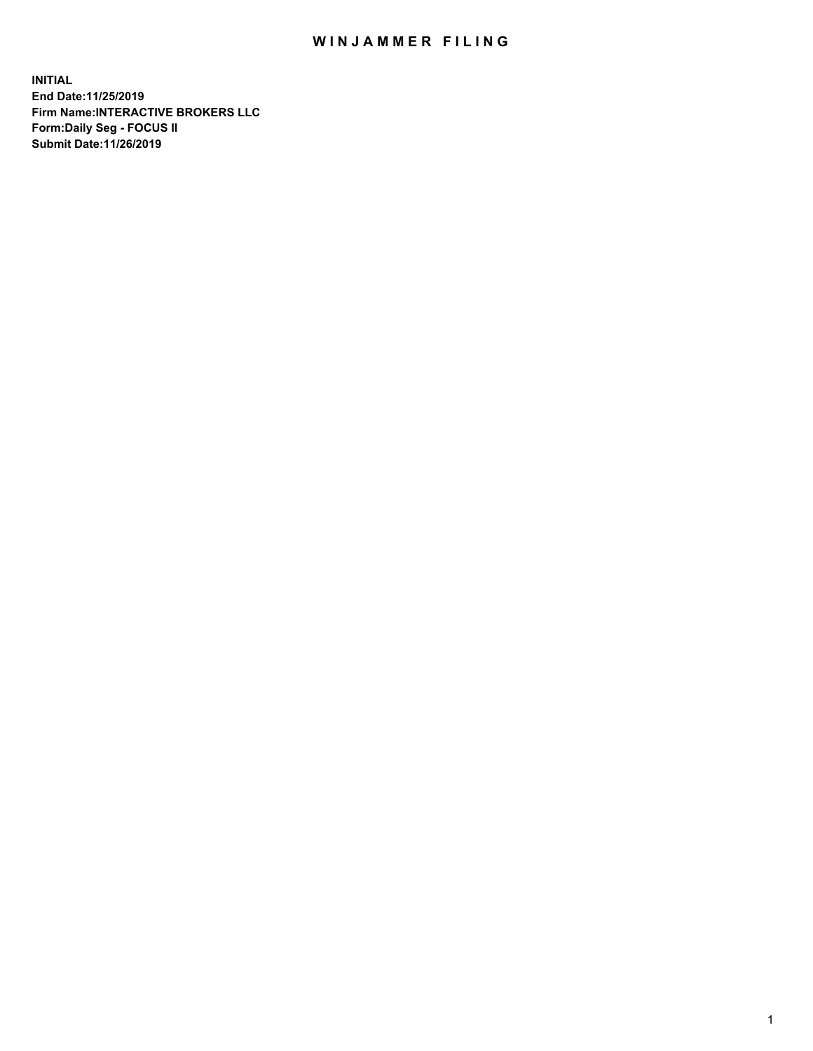# WINJAMMER FILING

**INITIAL**
**End Date:11/25/2019**
**Firm Name:INTERACTIVE BROKERS LLC**
**Form:Daily Seg - FOCUS II**
**Submit Date:11/26/2019**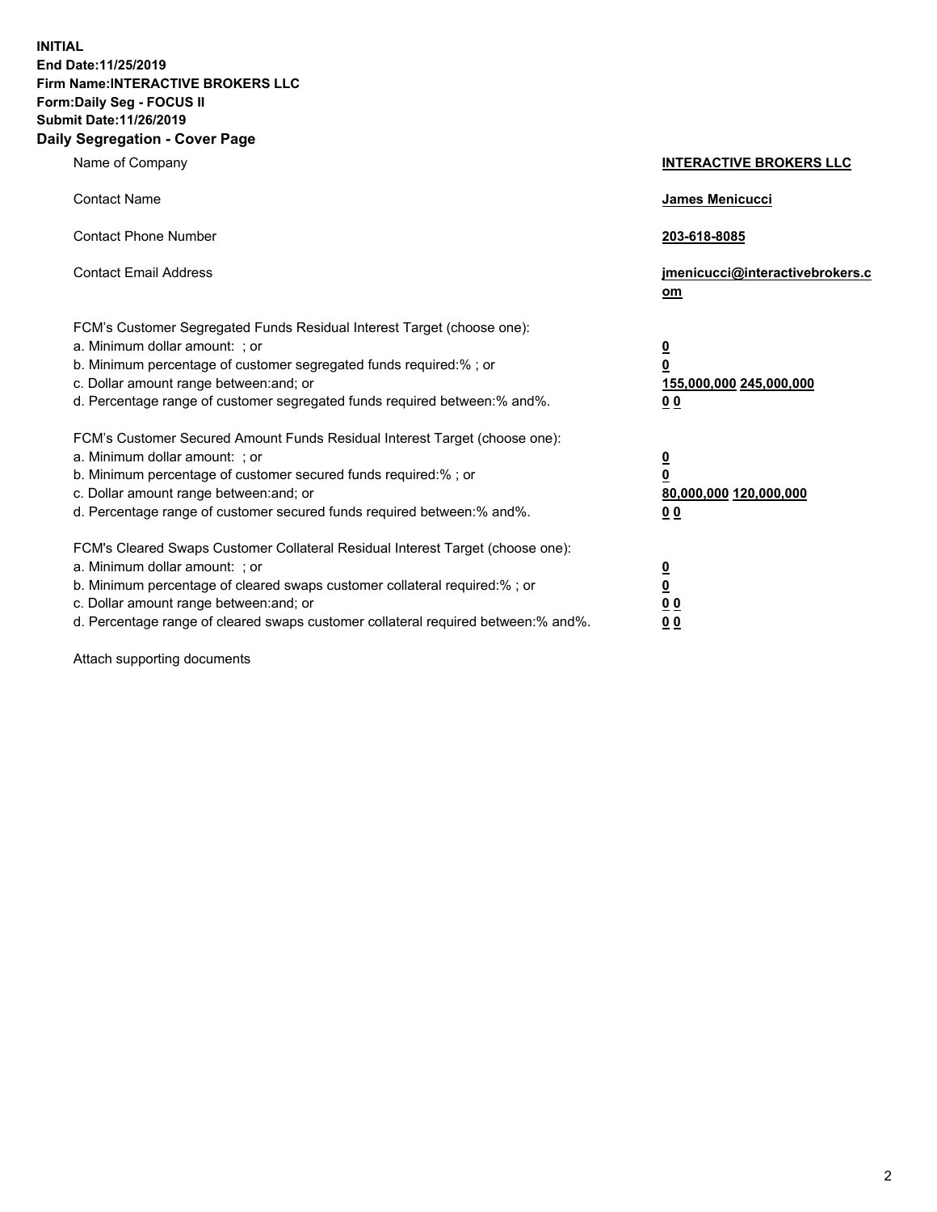**INITIAL**
**End Date:11/25/2019**
**Firm Name:INTERACTIVE BROKERS LLC**
**Form:Daily Seg - FOCUS II**
**Submit Date:11/26/2019**
**Daily Segregation - Cover Page**

| | |
|---|---|
| Name of Company | **INTERACTIVE BROKERS LLC** |
| Contact Name | **James Menicucci** |
| Contact Phone Number | **203-618-8085** |
| Contact Email Address | **jmenicucci@interactivebrokers.com** |
| FCM's Customer Segregated Funds Residual Interest Target (choose one): | |
| a. Minimum dollar amount: ; or | **0** |
| b. Minimum percentage of customer segregated funds required:% ; or | **0** |
| c. Dollar amount range between:and; or | **155,000,000 245,000,000** |
| d. Percentage range of customer segregated funds required between:% and%. | **0 0** |
| FCM's Customer Secured Amount Funds Residual Interest Target (choose one): | |
| a. Minimum dollar amount: ; or | **0** |
| b. Minimum percentage of customer secured funds required:% ; or | **0** |
| c. Dollar amount range between:and; or | **80,000,000 120,000,000** |
| d. Percentage range of customer secured funds required between:% and%. | **0 0** |
| FCM's Cleared Swaps Customer Collateral Residual Interest Target (choose one): | |
| a. Minimum dollar amount: ; or | **0** |
| b. Minimum percentage of cleared swaps customer collateral required:% ; or | **0** |
| c. Dollar amount range between:and; or | **0 0** |
| d. Percentage range of cleared swaps customer collateral required between:% and%. | **0 0** |

Attach supporting documents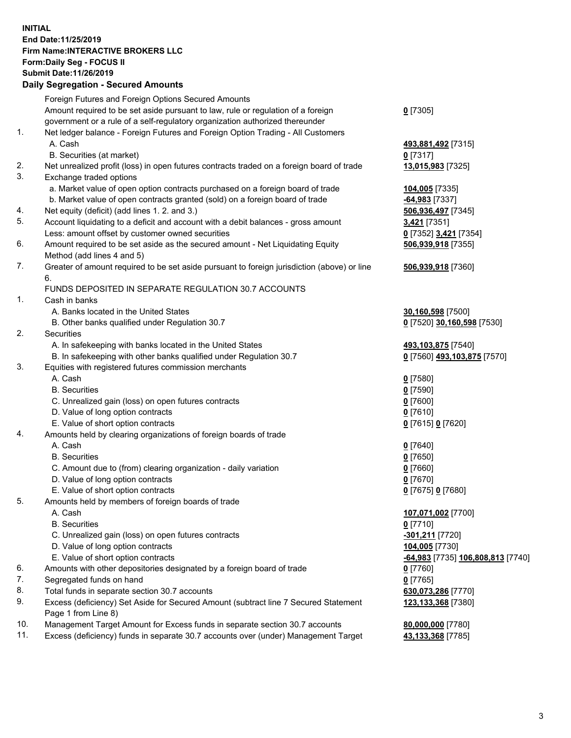**INITIAL**
**End Date:11/25/2019**
**Firm Name:INTERACTIVE BROKERS LLC**
**Form:Daily Seg - FOCUS II**
**Submit Date:11/26/2019**
**Daily Segregation - Secured Amounts**

| | | |
|---|---|---|
| | Foreign Futures and Foreign Options Secured Amounts | |
| | Amount required to be set aside pursuant to law, rule or regulation of a foreign government or a rule of a self-regulatory organization authorized thereunder | **0** [7305] |
| 1. | Net ledger balance - Foreign Futures and Foreign Option Trading - All Customers | |
| | A. Cash | **493,881,492** [7315] |
| | B. Securities (at market) | **0** [7317] |
| 2. | Net unrealized profit (loss) in open futures contracts traded on a foreign board of trade | **13,015,983** [7325] |
| 3. | Exchange traded options | |
| | a. Market value of open option contracts purchased on a foreign board of trade | **104,005** [7335] |
| | b. Market value of open contracts granted (sold) on a foreign board of trade | **-64,983** [7337] |
| 4. | Net equity (deficit) (add lines 1. 2. and 3.) | **506,936,497** [7345] |
| 5. | Account liquidating to a deficit and account with a debit balances - gross amount | **3,421** [7351] |
| | Less: amount offset by customer owned securities | **0** [7352] **3,421** [7354] |
| 6. | Amount required to be set aside as the secured amount - Net Liquidating Equity Method (add lines 4 and 5) | **506,939,918** [7355] |
| 7. | Greater of amount required to be set aside pursuant to foreign jurisdiction (above) or line 6. | **506,939,918** [7360] |
| | FUNDS DEPOSITED IN SEPARATE REGULATION 30.7 ACCOUNTS | |
| 1. | Cash in banks | |
| | A. Banks located in the United States | **30,160,598** [7500] |
| | B. Other banks qualified under Regulation 30.7 | **0** [7520] **30,160,598** [7530] |
| 2. | Securities | |
| | A. In safekeeping with banks located in the United States | **493,103,875** [7540] |
| | B. In safekeeping with other banks qualified under Regulation 30.7 | **0** [7560] **493,103,875** [7570] |
| 3. | Equities with registered futures commission merchants | |
| | A. Cash | **0** [7580] |
| | B. Securities | **0** [7590] |
| | C. Unrealized gain (loss) on open futures contracts | **0** [7600] |
| | D. Value of long option contracts | **0** [7610] |
| | E. Value of short option contracts | **0** [7615] **0** [7620] |
| 4. | Amounts held by clearing organizations of foreign boards of trade | |
| | A. Cash | **0** [7640] |
| | B. Securities | **0** [7650] |
| | C. Amount due to (from) clearing organization - daily variation | **0** [7660] |
| | D. Value of long option contracts | **0** [7670] |
| | E. Value of short option contracts | **0** [7675] **0** [7680] |
| 5. | Amounts held by members of foreign boards of trade | |
| | A. Cash | **107,071,002** [7700] |
| | B. Securities | **0** [7710] |
| | C. Unrealized gain (loss) on open futures contracts | **-301,211** [7720] |
| | D. Value of long option contracts | **104,005** [7730] |
| | E. Value of short option contracts | **-64,983** [7735] **106,808,813** [7740] |
| 6. | Amounts with other depositories designated by a foreign board of trade | **0** [7760] |
| 7. | Segregated funds on hand | **0** [7765] |
| 8. | Total funds in separate section 30.7 accounts | **630,073,286** [7770] |
| 9. | Excess (deficiency) Set Aside for Secured Amount (subtract line 7 Secured Statement Page 1 from Line 8) | **123,133,368** [7380] |
| 10. | Management Target Amount for Excess funds in separate section 30.7 accounts | **80,000,000** [7780] |
| 11. | Excess (deficiency) funds in separate 30.7 accounts over (under) Management Target | **43,133,368** [7785] |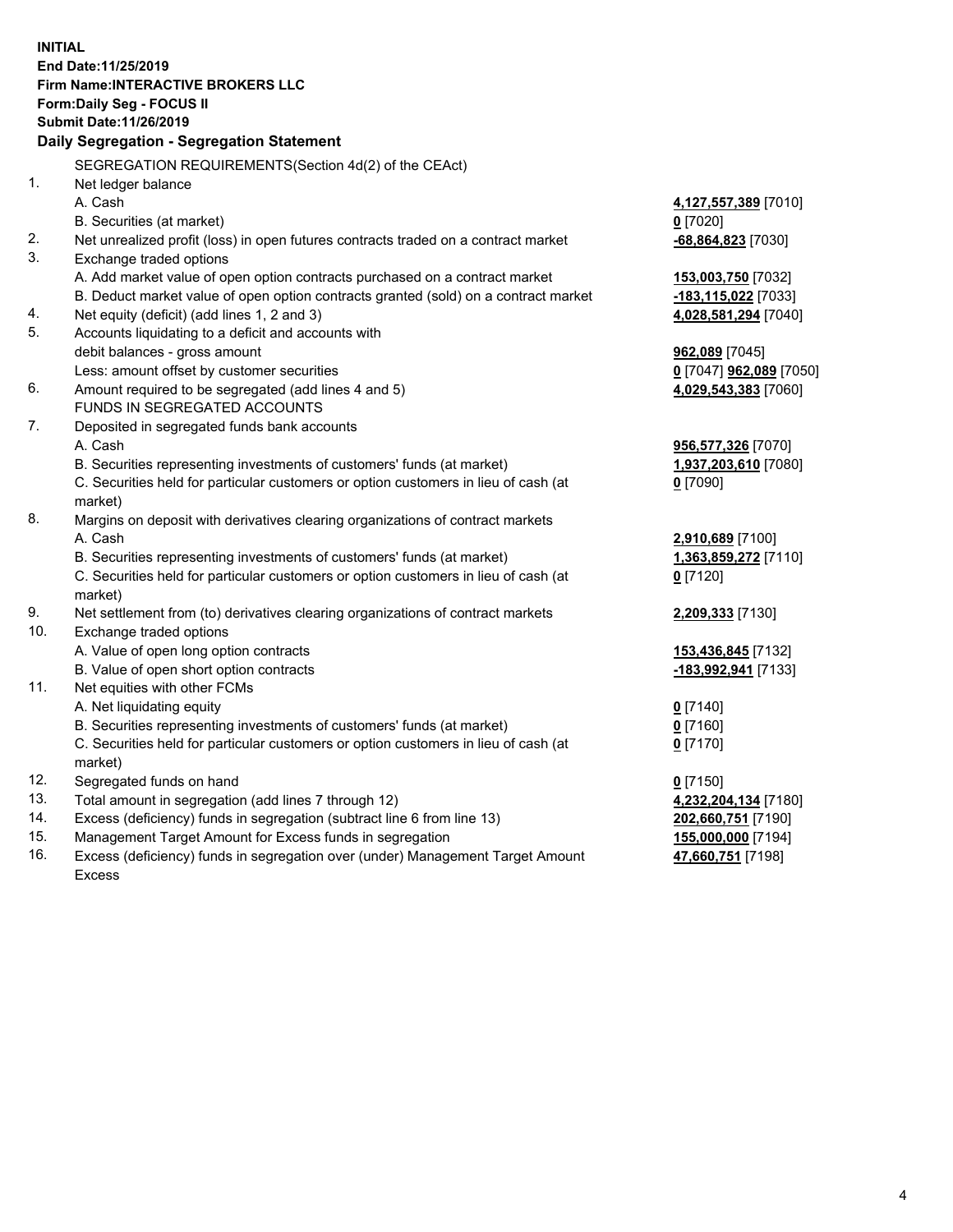**INITIAL**
**End Date:11/25/2019**
**Firm Name:INTERACTIVE BROKERS LLC**
**Form:Daily Seg - FOCUS II**
**Submit Date:11/26/2019**
**Daily Segregation - Segregation Statement**

| | | |
|---|---|---|
| | SEGREGATION REQUIREMENTS(Section 4d(2) of the CEAct) | |
| 1. | Net ledger balance | |
| | A. Cash | **4,127,557,389** [7010] |
| | B. Securities (at market) | **0** [7020] |
| 2. | Net unrealized profit (loss) in open futures contracts traded on a contract market | **-68,864,823** [7030] |
| 3. | Exchange traded options | |
| | A. Add market value of open option contracts purchased on a contract market | **153,003,750** [7032] |
| | B. Deduct market value of open option contracts granted (sold) on a contract market | **-183,115,022** [7033] |
| 4. | Net equity (deficit) (add lines 1, 2 and 3) | **4,028,581,294** [7040] |
| 5. | Accounts liquidating to a deficit and accounts with | |
| | debit balances - gross amount | **962,089** [7045] |
| | Less: amount offset by customer securities | **0** [7047] **962,089** [7050] |
| 6. | Amount required to be segregated (add lines 4 and 5) | **4,029,543,383** [7060] |
| | FUNDS IN SEGREGATED ACCOUNTS | |
| 7. | Deposited in segregated funds bank accounts | |
| | A. Cash | **956,577,326** [7070] |
| | B. Securities representing investments of customers' funds (at market) | **1,937,203,610** [7080] |
| | C. Securities held for particular customers or option customers in lieu of cash (at market) | **0** [7090] |
| 8. | Margins on deposit with derivatives clearing organizations of contract markets | |
| | A. Cash | **2,910,689** [7100] |
| | B. Securities representing investments of customers' funds (at market) | **1,363,859,272** [7110] |
| | C. Securities held for particular customers or option customers in lieu of cash (at market) | **0** [7120] |
| 9. | Net settlement from (to) derivatives clearing organizations of contract markets | **2,209,333** [7130] |
| 10. | Exchange traded options | |
| | A. Value of open long option contracts | **153,436,845** [7132] |
| | B. Value of open short option contracts | **-183,992,941** [7133] |
| 11. | Net equities with other FCMs | |
| | A. Net liquidating equity | **0** [7140] |
| | B. Securities representing investments of customers' funds (at market) | **0** [7160] |
| | C. Securities held for particular customers or option customers in lieu of cash (at market) | **0** [7170] |
| 12. | Segregated funds on hand | **0** [7150] |
| 13. | Total amount in segregation (add lines 7 through 12) | **4,232,204,134** [7180] |
| 14. | Excess (deficiency) funds in segregation (subtract line 6 from line 13) | **202,660,751** [7190] |
| 15. | Management Target Amount for Excess funds in segregation | **155,000,000** [7194] |
| 16. | Excess (deficiency) funds in segregation over (under) Management Target Amount Excess | **47,660,751** [7198] |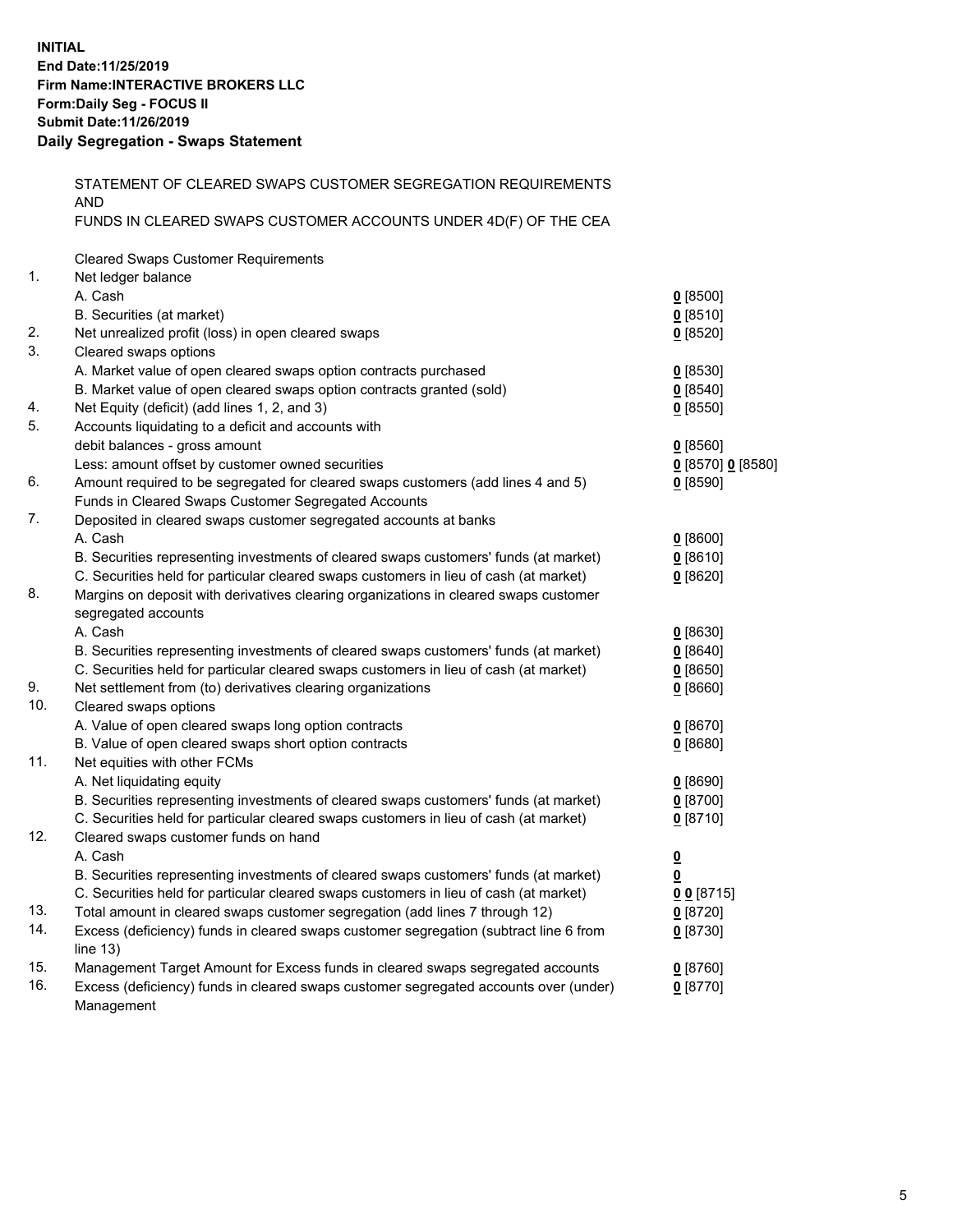**INITIAL**
**End Date:11/25/2019**
**Firm Name:INTERACTIVE BROKERS LLC**
**Form:Daily Seg - FOCUS II**
**Submit Date:11/26/2019**
**Daily Segregation - Swaps Statement**

STATEMENT OF CLEARED SWAPS CUSTOMER SEGREGATION REQUIREMENTS AND FUNDS IN CLEARED SWAPS CUSTOMER ACCOUNTS UNDER 4D(F) OF THE CEA

| | | |
|---|---|---|
| | Cleared Swaps Customer Requirements | |
| 1. | Net ledger balance | |
| | A. Cash | 0 [8500] |
| | B. Securities (at market) | 0 [8510] |
| 2. | Net unrealized profit (loss) in open cleared swaps | 0 [8520] |
| 3. | Cleared swaps options | |
| | A. Market value of open cleared swaps option contracts purchased | 0 [8530] |
| | B. Market value of open cleared swaps option contracts granted (sold) | 0 [8540] |
| 4. | Net Equity (deficit) (add lines 1, 2, and 3) | 0 [8550] |
| 5. | Accounts liquidating to a deficit and accounts with debit balances - gross amount | 0 [8560] |
| | Less: amount offset by customer owned securities | 0 [8570] 0 [8580] |
| 6. | Amount required to be segregated for cleared swaps customers (add lines 4 and 5) | 0 [8590] |
| | Funds in Cleared Swaps Customer Segregated Accounts | |
| 7. | Deposited in cleared swaps customer segregated accounts at banks | |
| | A. Cash | 0 [8600] |
| | B. Securities representing investments of cleared swaps customers' funds (at market) | 0 [8610] |
| | C. Securities held for particular cleared swaps customers in lieu of cash (at market) | 0 [8620] |
| 8. | Margins on deposit with derivatives clearing organizations in cleared swaps customer segregated accounts | |
| | A. Cash | 0 [8630] |
| | B. Securities representing investments of cleared swaps customers' funds (at market) | 0 [8640] |
| | C. Securities held for particular cleared swaps customers in lieu of cash (at market) | 0 [8650] |
| 9. | Net settlement from (to) derivatives clearing organizations | 0 [8660] |
| 10. | Cleared swaps options | |
| | A. Value of open cleared swaps long option contracts | 0 [8670] |
| | B. Value of open cleared swaps short option contracts | 0 [8680] |
| 11. | Net equities with other FCMs | |
| | A. Net liquidating equity | 0 [8690] |
| | B. Securities representing investments of cleared swaps customers' funds (at market) | 0 [8700] |
| | C. Securities held for particular cleared swaps customers in lieu of cash (at market) | 0 [8710] |
| 12. | Cleared swaps customer funds on hand | |
| | A. Cash | 0 |
| | B. Securities representing investments of cleared swaps customers' funds (at market) | 0 |
| | C. Securities held for particular cleared swaps customers in lieu of cash (at market) | 0 0 [8715] |
| 13. | Total amount in cleared swaps customer segregation (add lines 7 through 12) | 0 [8720] |
| 14. | Excess (deficiency) funds in cleared swaps customer segregation (subtract line 6 from line 13) | 0 [8730] |
| 15. | Management Target Amount for Excess funds in cleared swaps segregated accounts | 0 [8760] |
| 16. | Excess (deficiency) funds in cleared swaps customer segregated accounts over (under) Management | 0 [8770] |